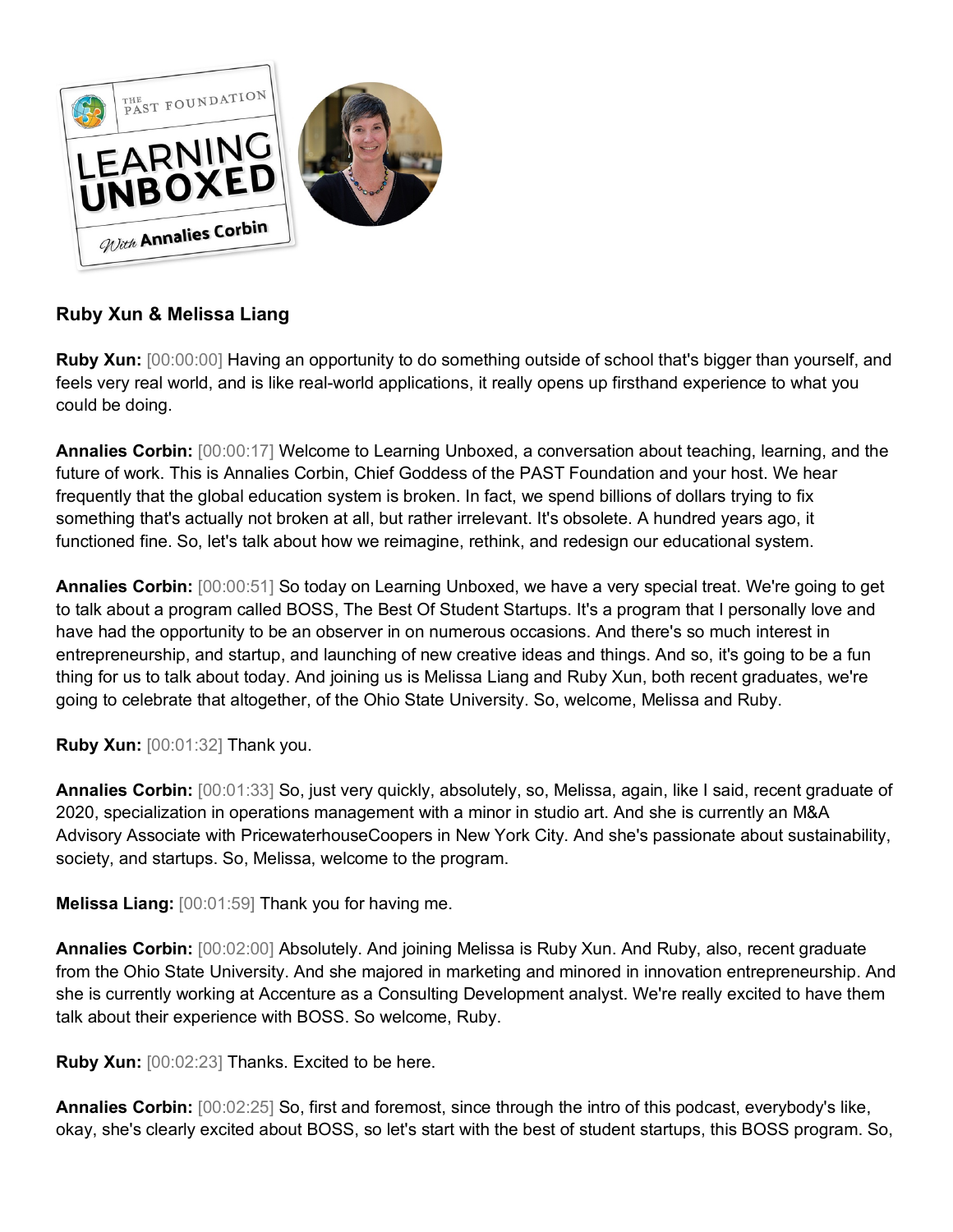**Ruby Xun & Melissa Liang**

**Ruby Xun:** [00:00:00] Having an opportunity to do something outside of school that's bigger than yourself, and feels very real world, and is like real-world applications, it really opens up firsthand experience to what you could be doing.

**Annalies Corbin:** [00:00:17] Welcome to Learning Unboxed, a conversation about teaching, learning, and the future of work. This is Annalies Corbin, Chief Goddess of the PAST Foundation and your host. We hear frequently that the global education system is broken. In fact, we spend billions of dollars trying to fix something that's actually not broken at all, but rather irrelevant. It's obsolete. A hundred years ago, it functioned fine. So, let's talk about how we reimagine, rethink, and redesign our educational system.

**Annalies Corbin:** [00:00:51] So today on Learning Unboxed, we have a very special treat. We're going to get to talk about a program called BOSS, The Best Of Student Startups. It's a program that I personally love and have had the opportunity to be an observer in on numerous occasions. And there's so much interest in entrepreneurship, and startup, and launching of new creative ideas and things. And so, it's going to be a fun thing for us to talk about today. And joining us is Melissa Liang and Ruby Xun, both recent graduates, we're going to celebrate that altogether, of the Ohio State University. So, welcome, Melissa and Ruby.

**Ruby Xun:** [00:01:32] Thank you.

**Annalies Corbin:** [00:01:33] So, just very quickly, absolutely, so, Melissa, again, like I said, recent graduate of 2020, specialization in operations management with a minor in studio art. And she is currently an M&A Advisory Associate with PricewaterhouseCoopers in New York City. And she's passionate about sustainability, society, and startups. So, Melissa, welcome to the program.

**Melissa Liang:** [00:01:59] Thank you for having me.

**Annalies Corbin:** [00:02:00] Absolutely. And joining Melissa is Ruby Xun. And Ruby, also, recent graduate from the Ohio State University. And she majored in marketing and minored in innovation entrepreneurship. And she is currently working at Accenture as a Consulting Development analyst. We're really excited to have them talk about their experience with BOSS. So welcome, Ruby.

**Ruby Xun:** [00:02:23] Thanks. Excited to be here.

**Annalies Corbin:** [00:02:25] So, first and foremost, since through the intro of this podcast, everybody's like, okay, she's clearly excited about BOSS, so let's start with the best of student startups, this BOSS program. So,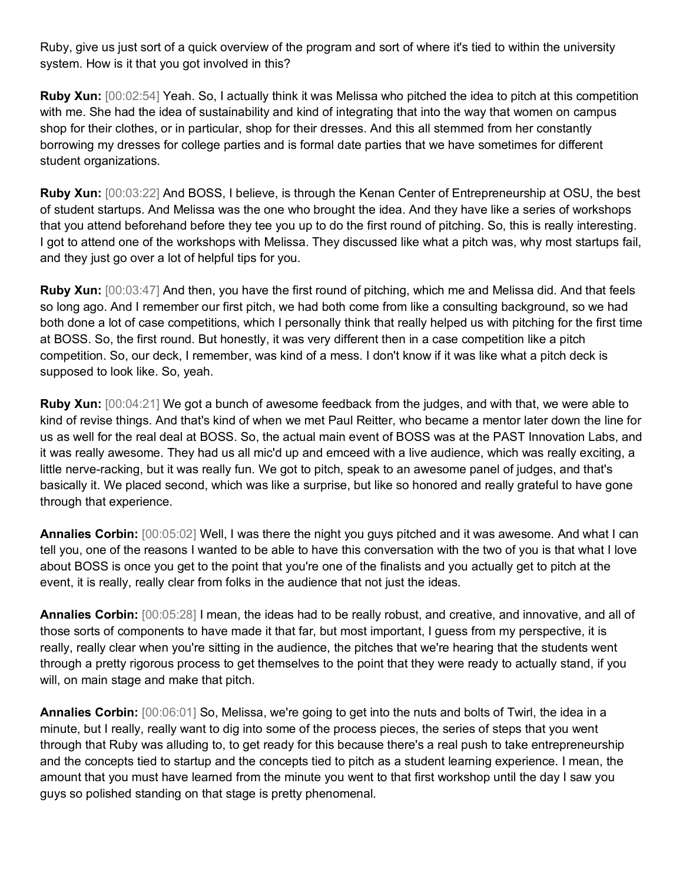Ruby, give us just sort of a quick overview of the program and sort of where it's tied to within the university system. How is it that you got involved in this?

**Ruby Xun:** [00:02:54] Yeah. So, I actually think it was Melissa who pitched the idea to pitch at this competition with me. She had the idea of sustainability and kind of integrating that into the way that women on campus shop for their clothes, or in particular, shop for their dresses. And this all stemmed from her constantly borrowing my dresses for college parties and is formal date parties that we have sometimes for different student organizations.

**Ruby Xun:** [00:03:22] And BOSS, I believe, is through the Kenan Center of Entrepreneurship at OSU, the best of student startups. And Melissa was the one who brought the idea. And they have like a series of workshops that you attend beforehand before they tee you up to do the first round of pitching. So, this is really interesting. I got to attend one of the workshops with Melissa. They discussed like what a pitch was, why most startups fail, and they just go over a lot of helpful tips for you.

**Ruby Xun:** [00:03:47] And then, you have the first round of pitching, which me and Melissa did. And that feels so long ago. And I remember our first pitch, we had both come from like a consulting background, so we had both done a lot of case competitions, which I personally think that really helped us with pitching for the first time at BOSS. So, the first round. But honestly, it was very different then in a case competition like a pitch competition. So, our deck, I remember, was kind of a mess. I don't know if it was like what a pitch deck is supposed to look like. So, yeah.

**Ruby Xun:** [00:04:21] We got a bunch of awesome feedback from the judges, and with that, we were able to kind of revise things. And that's kind of when we met Paul Reitter, who became a mentor later down the line for us as well for the real deal at BOSS. So, the actual main event of BOSS was at the PAST Innovation Labs, and it was really awesome. They had us all mic'd up and emceed with a live audience, which was really exciting, a little nerve-racking, but it was really fun. We got to pitch, speak to an awesome panel of judges, and that's basically it. We placed second, which was like a surprise, but like so honored and really grateful to have gone through that experience.

**Annalies Corbin:** [00:05:02] Well, I was there the night you guys pitched and it was awesome. And what I can tell you, one of the reasons I wanted to be able to have this conversation with the two of you is that what I love about BOSS is once you get to the point that you're one of the finalists and you actually get to pitch at the event, it is really, really clear from folks in the audience that not just the ideas.

**Annalies Corbin:** [00:05:28] I mean, the ideas had to be really robust, and creative, and innovative, and all of those sorts of components to have made it that far, but most important, I guess from my perspective, it is really, really clear when you're sitting in the audience, the pitches that we're hearing that the students went through a pretty rigorous process to get themselves to the point that they were ready to actually stand, if you will, on main stage and make that pitch.

**Annalies Corbin:** [00:06:01] So, Melissa, we're going to get into the nuts and bolts of Twirl, the idea in a minute, but I really, really want to dig into some of the process pieces, the series of steps that you went through that Ruby was alluding to, to get ready for this because there's a real push to take entrepreneurship and the concepts tied to startup and the concepts tied to pitch as a student learning experience. I mean, the amount that you must have learned from the minute you went to that first workshop until the day I saw you guys so polished standing on that stage is pretty phenomenal.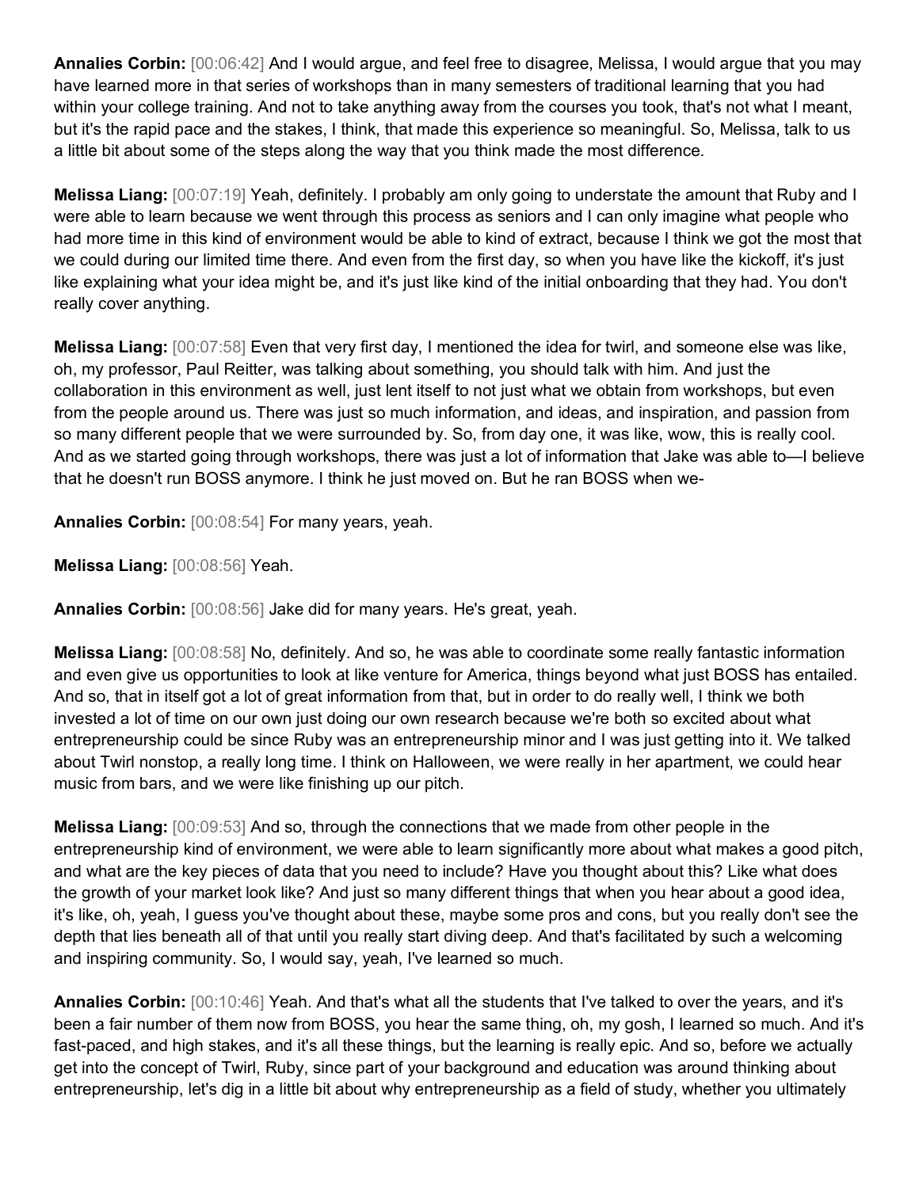**Annalies Corbin:** [00:06:42] And I would argue, and feel free to disagree, Melissa, I would argue that you may have learned more in that series of workshops than in many semesters of traditional learning that you had within your college training. And not to take anything away from the courses you took, that's not what I meant, but it's the rapid pace and the stakes, I think, that made this experience so meaningful. So, Melissa, talk to us a little bit about some of the steps along the way that you think made the most difference.

**Melissa Liang:** [00:07:19] Yeah, definitely. I probably am only going to understate the amount that Ruby and I were able to learn because we went through this process as seniors and I can only imagine what people who had more time in this kind of environment would be able to kind of extract, because I think we got the most that we could during our limited time there. And even from the first day, so when you have like the kickoff, it's just like explaining what your idea might be, and it's just like kind of the initial onboarding that they had. You don't really cover anything.

**Melissa Liang:** [00:07:58] Even that very first day, I mentioned the idea for twirl, and someone else was like, oh, my professor, Paul Reitter, was talking about something, you should talk with him. And just the collaboration in this environment as well, just lent itself to not just what we obtain from workshops, but even from the people around us. There was just so much information, and ideas, and inspiration, and passion from so many different people that we were surrounded by. So, from day one, it was like, wow, this is really cool. And as we started going through workshops, there was just a lot of information that Jake was able to—I believe that he doesn't run BOSS anymore. I think he just moved on. But he ran BOSS when we-

**Annalies Corbin:** [00:08:54] For many years, yeah.

**Melissa Liang:** [00:08:56] Yeah.

**Annalies Corbin:** [00:08:56] Jake did for many years. He's great, yeah.

**Melissa Liang:** [00:08:58] No, definitely. And so, he was able to coordinate some really fantastic information and even give us opportunities to look at like venture for America, things beyond what just BOSS has entailed. And so, that in itself got a lot of great information from that, but in order to do really well, I think we both invested a lot of time on our own just doing our own research because we're both so excited about what entrepreneurship could be since Ruby was an entrepreneurship minor and I was just getting into it. We talked about Twirl nonstop, a really long time. I think on Halloween, we were really in her apartment, we could hear music from bars, and we were like finishing up our pitch.

**Melissa Liang:** [00:09:53] And so, through the connections that we made from other people in the entrepreneurship kind of environment, we were able to learn significantly more about what makes a good pitch, and what are the key pieces of data that you need to include? Have you thought about this? Like what does the growth of your market look like? And just so many different things that when you hear about a good idea, it's like, oh, yeah, I guess you've thought about these, maybe some pros and cons, but you really don't see the depth that lies beneath all of that until you really start diving deep. And that's facilitated by such a welcoming and inspiring community. So, I would say, yeah, I've learned so much.

**Annalies Corbin:** [00:10:46] Yeah. And that's what all the students that I've talked to over the years, and it's been a fair number of them now from BOSS, you hear the same thing, oh, my gosh, I learned so much. And it's fast-paced, and high stakes, and it's all these things, but the learning is really epic. And so, before we actually get into the concept of Twirl, Ruby, since part of your background and education was around thinking about entrepreneurship, let's dig in a little bit about why entrepreneurship as a field of study, whether you ultimately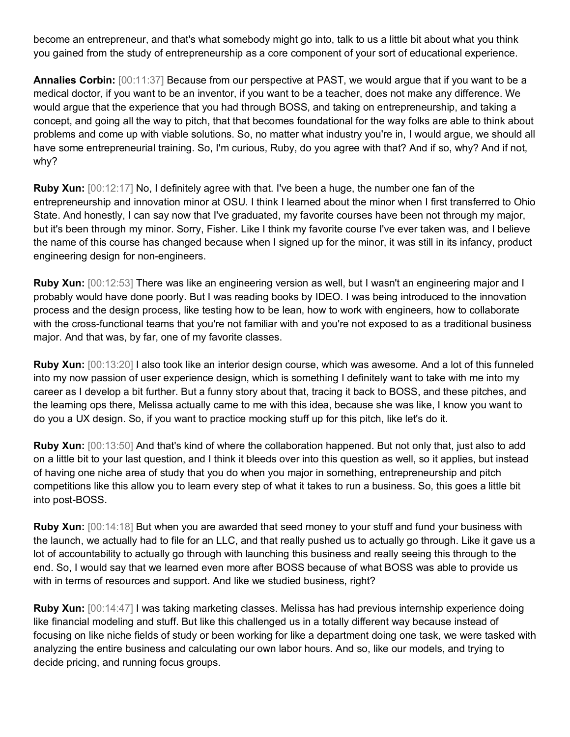become an entrepreneur, and that's what somebody might go into, talk to us a little bit about what you think you gained from the study of entrepreneurship as a core component of your sort of educational experience.

**Annalies Corbin:** [00:11:37] Because from our perspective at PAST, we would argue that if you want to be a medical doctor, if you want to be an inventor, if you want to be a teacher, does not make any difference. We would argue that the experience that you had through BOSS, and taking on entrepreneurship, and taking a concept, and going all the way to pitch, that that becomes foundational for the way folks are able to think about problems and come up with viable solutions. So, no matter what industry you're in, I would argue, we should all have some entrepreneurial training. So, I'm curious, Ruby, do you agree with that? And if so, why? And if not, why?

**Ruby Xun:** [00:12:17] No, I definitely agree with that. I've been a huge, the number one fan of the entrepreneurship and innovation minor at OSU. I think I learned about the minor when I first transferred to Ohio State. And honestly, I can say now that I've graduated, my favorite courses have been not through my major, but it's been through my minor. Sorry, Fisher. Like I think my favorite course I've ever taken was, and I believe the name of this course has changed because when I signed up for the minor, it was still in its infancy, product engineering design for non-engineers.

**Ruby Xun:** [00:12:53] There was like an engineering version as well, but I wasn't an engineering major and I probably would have done poorly. But I was reading books by IDEO. I was being introduced to the innovation process and the design process, like testing how to be lean, how to work with engineers, how to collaborate with the cross-functional teams that you're not familiar with and you're not exposed to as a traditional business major. And that was, by far, one of my favorite classes.

**Ruby Xun:** [00:13:20] I also took like an interior design course, which was awesome. And a lot of this funneled into my now passion of user experience design, which is something I definitely want to take with me into my career as I develop a bit further. But a funny story about that, tracing it back to BOSS, and these pitches, and the learning ops there, Melissa actually came to me with this idea, because she was like, I know you want to do you a UX design. So, if you want to practice mocking stuff up for this pitch, like let's do it.

**Ruby Xun:** [00:13:50] And that's kind of where the collaboration happened. But not only that, just also to add on a little bit to your last question, and I think it bleeds over into this question as well, so it applies, but instead of having one niche area of study that you do when you major in something, entrepreneurship and pitch competitions like this allow you to learn every step of what it takes to run a business. So, this goes a little bit into post-BOSS.

**Ruby Xun:** [00:14:18] But when you are awarded that seed money to your stuff and fund your business with the launch, we actually had to file for an LLC, and that really pushed us to actually go through. Like it gave us a lot of accountability to actually go through with launching this business and really seeing this through to the end. So, I would say that we learned even more after BOSS because of what BOSS was able to provide us with in terms of resources and support. And like we studied business, right?

**Ruby Xun:** [00:14:47] I was taking marketing classes. Melissa has had previous internship experience doing like financial modeling and stuff. But like this challenged us in a totally different way because instead of focusing on like niche fields of study or been working for like a department doing one task, we were tasked with analyzing the entire business and calculating our own labor hours. And so, like our models, and trying to decide pricing, and running focus groups.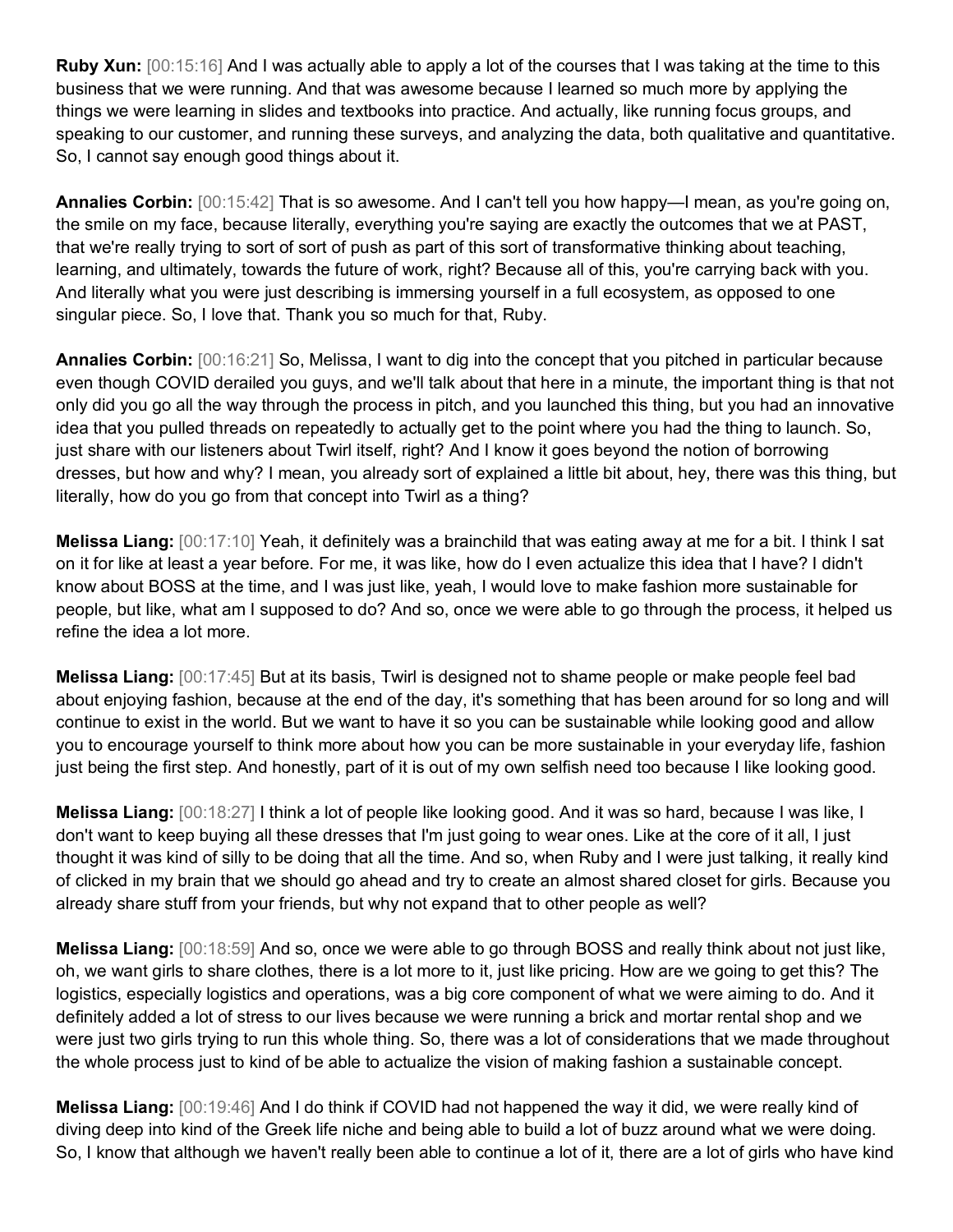**Ruby Xun:** [00:15:16] And I was actually able to apply a lot of the courses that I was taking at the time to this business that we were running. And that was awesome because I learned so much more by applying the things we were learning in slides and textbooks into practice. And actually, like running focus groups, and speaking to our customer, and running these surveys, and analyzing the data, both qualitative and quantitative. So, I cannot say enough good things about it.

**Annalies Corbin:** [00:15:42] That is so awesome. And I can't tell you how happy—I mean, as you're going on, the smile on my face, because literally, everything you're saying are exactly the outcomes that we at PAST, that we're really trying to sort of sort of push as part of this sort of transformative thinking about teaching, learning, and ultimately, towards the future of work, right? Because all of this, you're carrying back with you. And literally what you were just describing is immersing yourself in a full ecosystem, as opposed to one singular piece. So, I love that. Thank you so much for that, Ruby.

**Annalies Corbin:** [00:16:21] So, Melissa, I want to dig into the concept that you pitched in particular because even though COVID derailed you guys, and we'll talk about that here in a minute, the important thing is that not only did you go all the way through the process in pitch, and you launched this thing, but you had an innovative idea that you pulled threads on repeatedly to actually get to the point where you had the thing to launch. So, just share with our listeners about Twirl itself, right? And I know it goes beyond the notion of borrowing dresses, but how and why? I mean, you already sort of explained a little bit about, hey, there was this thing, but literally, how do you go from that concept into Twirl as a thing?

**Melissa Liang:** [00:17:10] Yeah, it definitely was a brainchild that was eating away at me for a bit. I think I sat on it for like at least a year before. For me, it was like, how do I even actualize this idea that I have? I didn't know about BOSS at the time, and I was just like, yeah, I would love to make fashion more sustainable for people, but like, what am I supposed to do? And so, once we were able to go through the process, it helped us refine the idea a lot more.

**Melissa Liang:** [00:17:45] But at its basis, Twirl is designed not to shame people or make people feel bad about enjoying fashion, because at the end of the day, it's something that has been around for so long and will continue to exist in the world. But we want to have it so you can be sustainable while looking good and allow you to encourage yourself to think more about how you can be more sustainable in your everyday life, fashion just being the first step. And honestly, part of it is out of my own selfish need too because I like looking good.

**Melissa Liang:** [00:18:27] I think a lot of people like looking good. And it was so hard, because I was like, I don't want to keep buying all these dresses that I'm just going to wear ones. Like at the core of it all, I just thought it was kind of silly to be doing that all the time. And so, when Ruby and I were just talking, it really kind of clicked in my brain that we should go ahead and try to create an almost shared closet for girls. Because you already share stuff from your friends, but why not expand that to other people as well?

**Melissa Liang:** [00:18:59] And so, once we were able to go through BOSS and really think about not just like, oh, we want girls to share clothes, there is a lot more to it, just like pricing. How are we going to get this? The logistics, especially logistics and operations, was a big core component of what we were aiming to do. And it definitely added a lot of stress to our lives because we were running a brick and mortar rental shop and we were just two girls trying to run this whole thing. So, there was a lot of considerations that we made throughout the whole process just to kind of be able to actualize the vision of making fashion a sustainable concept.

**Melissa Liang:** [00:19:46] And I do think if COVID had not happened the way it did, we were really kind of diving deep into kind of the Greek life niche and being able to build a lot of buzz around what we were doing. So, I know that although we haven't really been able to continue a lot of it, there are a lot of girls who have kind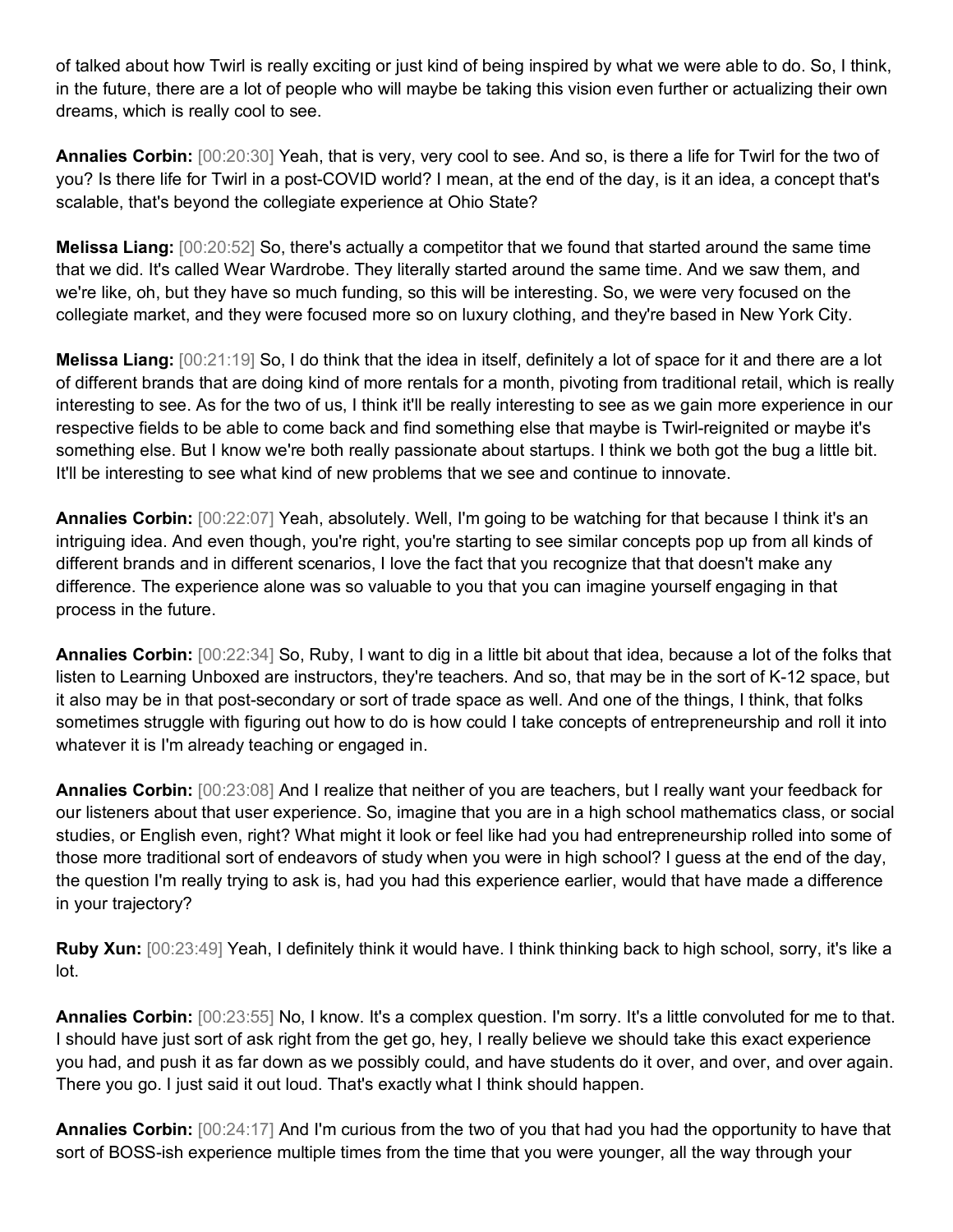of talked about how Twirl is really exciting or just kind of being inspired by what we were able to do. So, I think, in the future, there are a lot of people who will maybe be taking this vision even further or actualizing their own dreams, which is really cool to see.

**Annalies Corbin:** [00:20:30] Yeah, that is very, very cool to see. And so, is there a life for Twirl for the two of you? Is there life for Twirl in a post-COVID world? I mean, at the end of the day, is it an idea, a concept that's scalable, that's beyond the collegiate experience at Ohio State?

**Melissa Liang:** [00:20:52] So, there's actually a competitor that we found that started around the same time that we did. It's called Wear Wardrobe. They literally started around the same time. And we saw them, and we're like, oh, but they have so much funding, so this will be interesting. So, we were very focused on the collegiate market, and they were focused more so on luxury clothing, and they're based in New York City.

**Melissa Liang:** [00:21:19] So, I do think that the idea in itself, definitely a lot of space for it and there are a lot of different brands that are doing kind of more rentals for a month, pivoting from traditional retail, which is really interesting to see. As for the two of us, I think it'll be really interesting to see as we gain more experience in our respective fields to be able to come back and find something else that maybe is Twirl-reignited or maybe it's something else. But I know we're both really passionate about startups. I think we both got the bug a little bit. It'll be interesting to see what kind of new problems that we see and continue to innovate.

**Annalies Corbin:** [00:22:07] Yeah, absolutely. Well, I'm going to be watching for that because I think it's an intriguing idea. And even though, you're right, you're starting to see similar concepts pop up from all kinds of different brands and in different scenarios, I love the fact that you recognize that that doesn't make any difference. The experience alone was so valuable to you that you can imagine yourself engaging in that process in the future.

**Annalies Corbin:** [00:22:34] So, Ruby, I want to dig in a little bit about that idea, because a lot of the folks that listen to Learning Unboxed are instructors, they're teachers. And so, that may be in the sort of K-12 space, but it also may be in that post-secondary or sort of trade space as well. And one of the things, I think, that folks sometimes struggle with figuring out how to do is how could I take concepts of entrepreneurship and roll it into whatever it is I'm already teaching or engaged in.

**Annalies Corbin:** [00:23:08] And I realize that neither of you are teachers, but I really want your feedback for our listeners about that user experience. So, imagine that you are in a high school mathematics class, or social studies, or English even, right? What might it look or feel like had you had entrepreneurship rolled into some of those more traditional sort of endeavors of study when you were in high school? I guess at the end of the day, the question I'm really trying to ask is, had you had this experience earlier, would that have made a difference in your trajectory?

**Ruby Xun:** [00:23:49] Yeah, I definitely think it would have. I think thinking back to high school, sorry, it's like a lot.

**Annalies Corbin:** [00:23:55] No, I know. It's a complex question. I'm sorry. It's a little convoluted for me to that. I should have just sort of ask right from the get go, hey, I really believe we should take this exact experience you had, and push it as far down as we possibly could, and have students do it over, and over, and over again. There you go. I just said it out loud. That's exactly what I think should happen.

**Annalies Corbin:** [00:24:17] And I'm curious from the two of you that had you had the opportunity to have that sort of BOSS-ish experience multiple times from the time that you were younger, all the way through your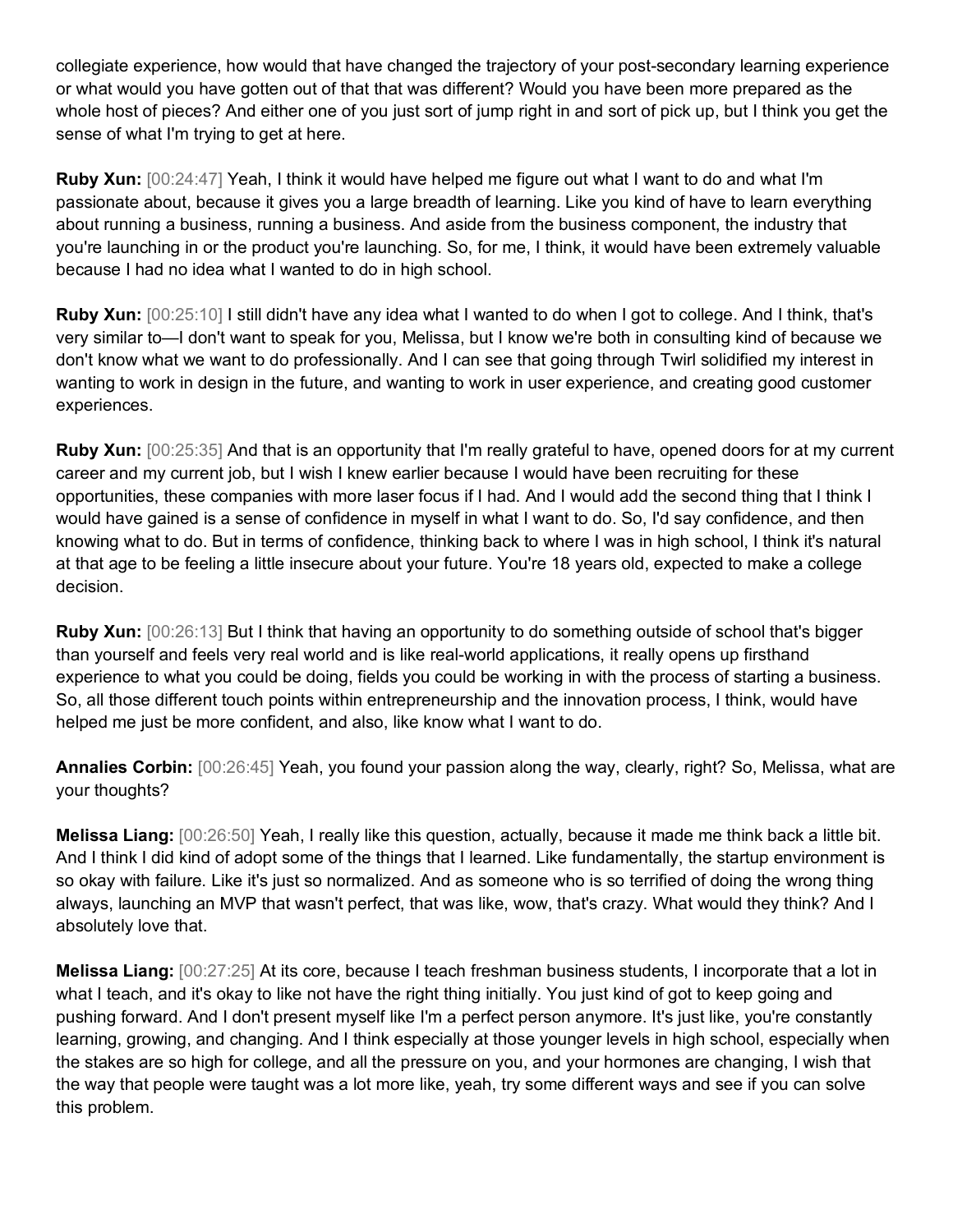collegiate experience, how would that have changed the trajectory of your post-secondary learning experience or what would you have gotten out of that that was different? Would you have been more prepared as the whole host of pieces? And either one of you just sort of jump right in and sort of pick up, but I think you get the sense of what I'm trying to get at here.

**Ruby Xun:** [00:24:47] Yeah, I think it would have helped me figure out what I want to do and what I'm passionate about, because it gives you a large breadth of learning. Like you kind of have to learn everything about running a business, running a business. And aside from the business component, the industry that you're launching in or the product you're launching. So, for me, I think, it would have been extremely valuable because I had no idea what I wanted to do in high school.

**Ruby Xun:** [00:25:10] I still didn't have any idea what I wanted to do when I got to college. And I think, that's very similar to—I don't want to speak for you, Melissa, but I know we're both in consulting kind of because we don't know what we want to do professionally. And I can see that going through Twirl solidified my interest in wanting to work in design in the future, and wanting to work in user experience, and creating good customer experiences.

**Ruby Xun:** [00:25:35] And that is an opportunity that I'm really grateful to have, opened doors for at my current career and my current job, but I wish I knew earlier because I would have been recruiting for these opportunities, these companies with more laser focus if I had. And I would add the second thing that I think I would have gained is a sense of confidence in myself in what I want to do. So, I'd say confidence, and then knowing what to do. But in terms of confidence, thinking back to where I was in high school, I think it's natural at that age to be feeling a little insecure about your future. You're 18 years old, expected to make a college decision.

**Ruby Xun:** [00:26:13] But I think that having an opportunity to do something outside of school that's bigger than yourself and feels very real world and is like real-world applications, it really opens up firsthand experience to what you could be doing, fields you could be working in with the process of starting a business. So, all those different touch points within entrepreneurship and the innovation process, I think, would have helped me just be more confident, and also, like know what I want to do.

**Annalies Corbin:** [00:26:45] Yeah, you found your passion along the way, clearly, right? So, Melissa, what are your thoughts?

**Melissa Liang:** [00:26:50] Yeah, I really like this question, actually, because it made me think back a little bit. And I think I did kind of adopt some of the things that I learned. Like fundamentally, the startup environment is so okay with failure. Like it's just so normalized. And as someone who is so terrified of doing the wrong thing always, launching an MVP that wasn't perfect, that was like, wow, that's crazy. What would they think? And I absolutely love that.

**Melissa Liang:** [00:27:25] At its core, because I teach freshman business students, I incorporate that a lot in what I teach, and it's okay to like not have the right thing initially. You just kind of got to keep going and pushing forward. And I don't present myself like I'm a perfect person anymore. It's just like, you're constantly learning, growing, and changing. And I think especially at those younger levels in high school, especially when the stakes are so high for college, and all the pressure on you, and your hormones are changing, I wish that the way that people were taught was a lot more like, yeah, try some different ways and see if you can solve this problem.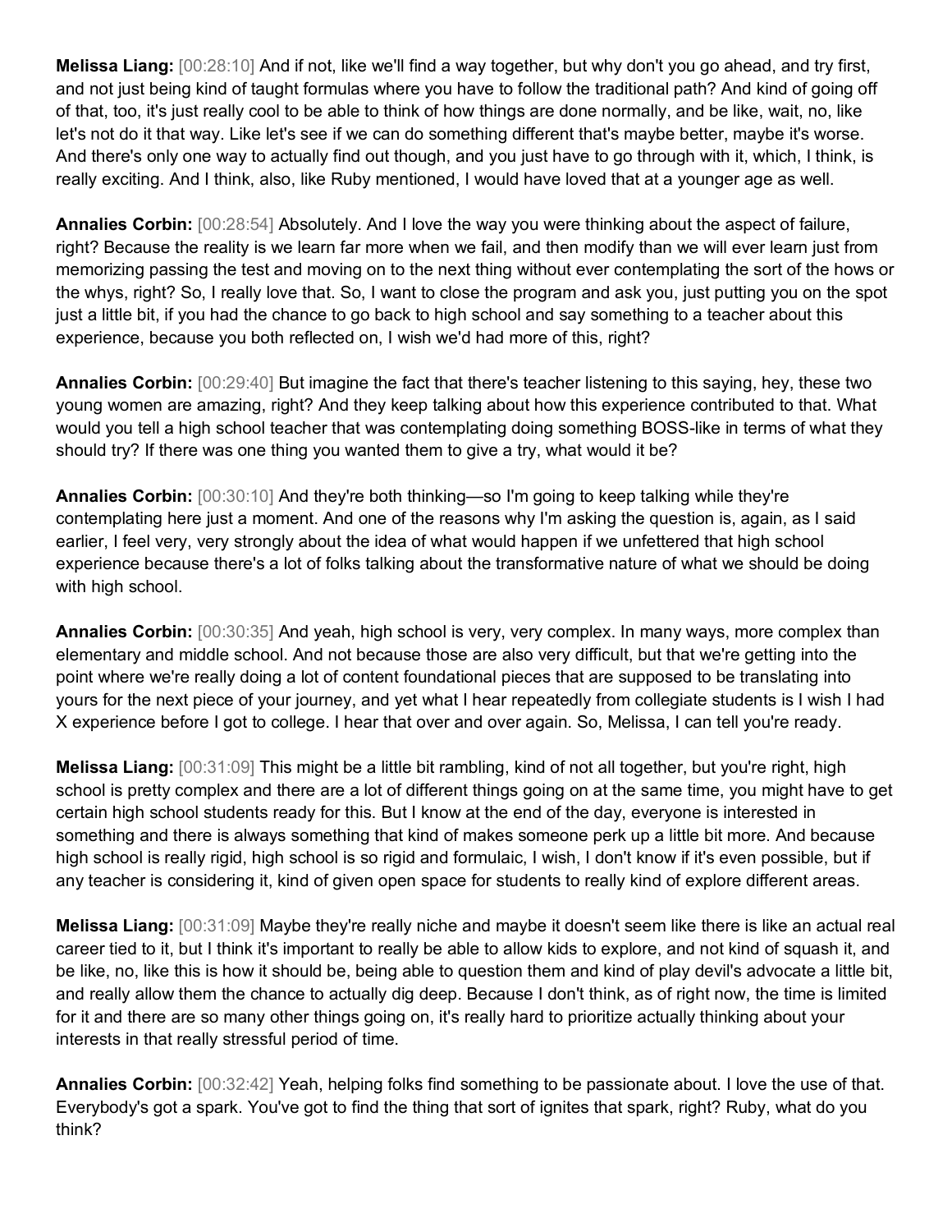**Melissa Liang:** [00:28:10] And if not, like we'll find a way together, but why don't you go ahead, and try first, and not just being kind of taught formulas where you have to follow the traditional path? And kind of going off of that, too, it's just really cool to be able to think of how things are done normally, and be like, wait, no, like let's not do it that way. Like let's see if we can do something different that's maybe better, maybe it's worse. And there's only one way to actually find out though, and you just have to go through with it, which, I think, is really exciting. And I think, also, like Ruby mentioned, I would have loved that at a younger age as well.

**Annalies Corbin:** [00:28:54] Absolutely. And I love the way you were thinking about the aspect of failure, right? Because the reality is we learn far more when we fail, and then modify than we will ever learn just from memorizing passing the test and moving on to the next thing without ever contemplating the sort of the hows or the whys, right? So, I really love that. So, I want to close the program and ask you, just putting you on the spot just a little bit, if you had the chance to go back to high school and say something to a teacher about this experience, because you both reflected on, I wish we'd had more of this, right?

**Annalies Corbin:** [00:29:40] But imagine the fact that there's teacher listening to this saying, hey, these two young women are amazing, right? And they keep talking about how this experience contributed to that. What would you tell a high school teacher that was contemplating doing something BOSS-like in terms of what they should try? If there was one thing you wanted them to give a try, what would it be?

**Annalies Corbin:** [00:30:10] And they're both thinking—so I'm going to keep talking while they're contemplating here just a moment. And one of the reasons why I'm asking the question is, again, as I said earlier, I feel very, very strongly about the idea of what would happen if we unfettered that high school experience because there's a lot of folks talking about the transformative nature of what we should be doing with high school.

**Annalies Corbin:** [00:30:35] And yeah, high school is very, very complex. In many ways, more complex than elementary and middle school. And not because those are also very difficult, but that we're getting into the point where we're really doing a lot of content foundational pieces that are supposed to be translating into yours for the next piece of your journey, and yet what I hear repeatedly from collegiate students is I wish I had X experience before I got to college. I hear that over and over again. So, Melissa, I can tell you're ready.

**Melissa Liang:** [00:31:09] This might be a little bit rambling, kind of not all together, but you're right, high school is pretty complex and there are a lot of different things going on at the same time, you might have to get certain high school students ready for this. But I know at the end of the day, everyone is interested in something and there is always something that kind of makes someone perk up a little bit more. And because high school is really rigid, high school is so rigid and formulaic, I wish, I don't know if it's even possible, but if any teacher is considering it, kind of given open space for students to really kind of explore different areas.

**Melissa Liang:** [00:31:09] Maybe they're really niche and maybe it doesn't seem like there is like an actual real career tied to it, but I think it's important to really be able to allow kids to explore, and not kind of squash it, and be like, no, like this is how it should be, being able to question them and kind of play devil's advocate a little bit, and really allow them the chance to actually dig deep. Because I don't think, as of right now, the time is limited for it and there are so many other things going on, it's really hard to prioritize actually thinking about your interests in that really stressful period of time.

**Annalies Corbin:** [00:32:42] Yeah, helping folks find something to be passionate about. I love the use of that. Everybody's got a spark. You've got to find the thing that sort of ignites that spark, right? Ruby, what do you think?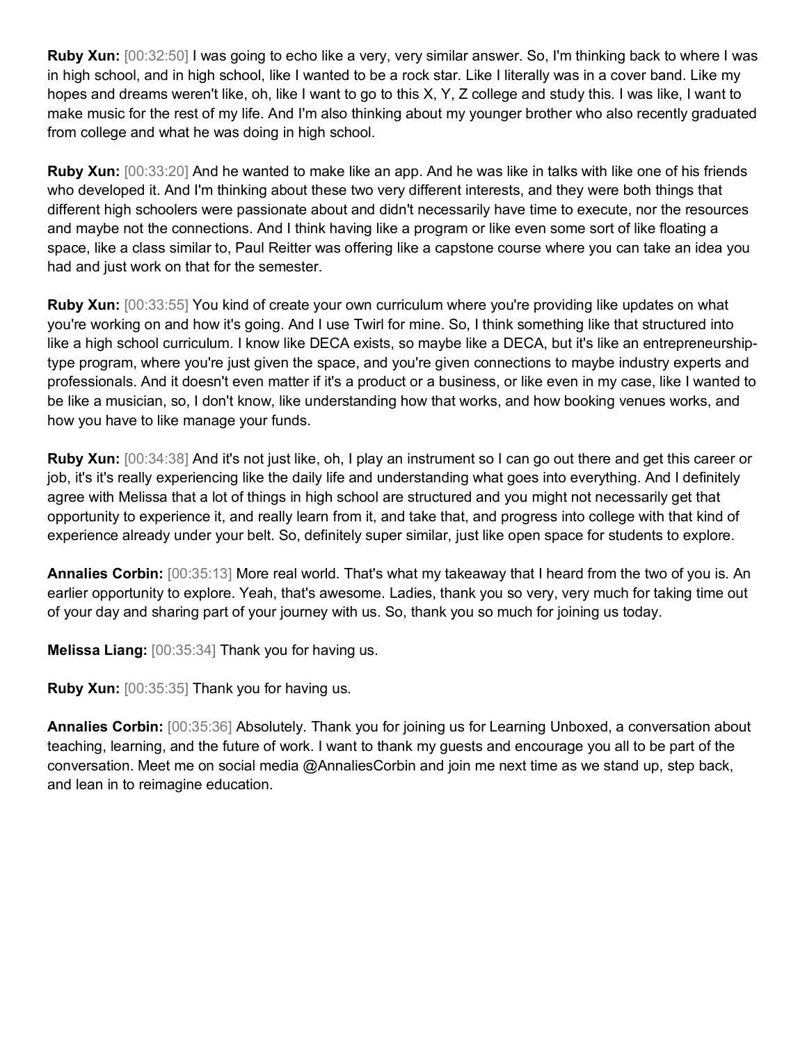**Ruby Xun:** [00:32:50] I was going to echo like a very, very similar answer. So, I'm thinking back to where I was in high school, and in high school, like I wanted to be a rock star. Like I literally was in a cover band. Like my hopes and dreams weren't like, oh, like I want to go to this X, Y, Z college and study this. I was like, I want to make music for the rest of my life. And I'm also thinking about my younger brother who also recently graduated from college and what he was doing in high school.

**Ruby Xun:** [00:33:20] And he wanted to make like an app. And he was like in talks with like one of his friends who developed it. And I'm thinking about these two very different interests, and they were both things that different high schoolers were passionate about and didn't necessarily have time to execute, nor the resources and maybe not the connections. And I think having like a program or like even some sort of like floating a space, like a class similar to, Paul Reitter was offering like a capstone course where you can take an idea you had and just work on that for the semester.

**Ruby Xun:** [00:33:55] You kind of create your own curriculum where you're providing like updates on what you're working on and how it's going. And I use Twirl for mine. So, I think something like that structured into like a high school curriculum. I know like DECA exists, so maybe like a DECA, but it's like an entrepreneurship-type program, where you're just given the space, and you're given connections to maybe industry experts and professionals. And it doesn't even matter if it's a product or a business, or like even in my case, like I wanted to be like a musician, so, I don't know, like understanding how that works, and how booking venues works, and how you have to like manage your funds.

**Ruby Xun:** [00:34:38] And it's not just like, oh, I play an instrument so I can go out there and get this career or job, it's it's really experiencing like the daily life and understanding what goes into everything. And I definitely agree with Melissa that a lot of things in high school are structured and you might not necessarily get that opportunity to experience it, and really learn from it, and take that, and progress into college with that kind of experience already under your belt. So, definitely super similar, just like open space for students to explore.

**Annalies Corbin:** [00:35:13] More real world. That's what my takeaway that I heard from the two of you is. An earlier opportunity to explore. Yeah, that's awesome. Ladies, thank you so very, very much for taking time out of your day and sharing part of your journey with us. So, thank you so much for joining us today.

**Melissa Liang:** [00:35:34] Thank you for having us.

**Ruby Xun:** [00:35:35] Thank you for having us.

**Annalies Corbin:** [00:35:36] Absolutely. Thank you for joining us for Learning Unboxed, a conversation about teaching, learning, and the future of work. I want to thank my guests and encourage you all to be part of the conversation. Meet me on social media @AnnaliesCorbin and join me next time as we stand up, step back, and lean in to reimagine education.